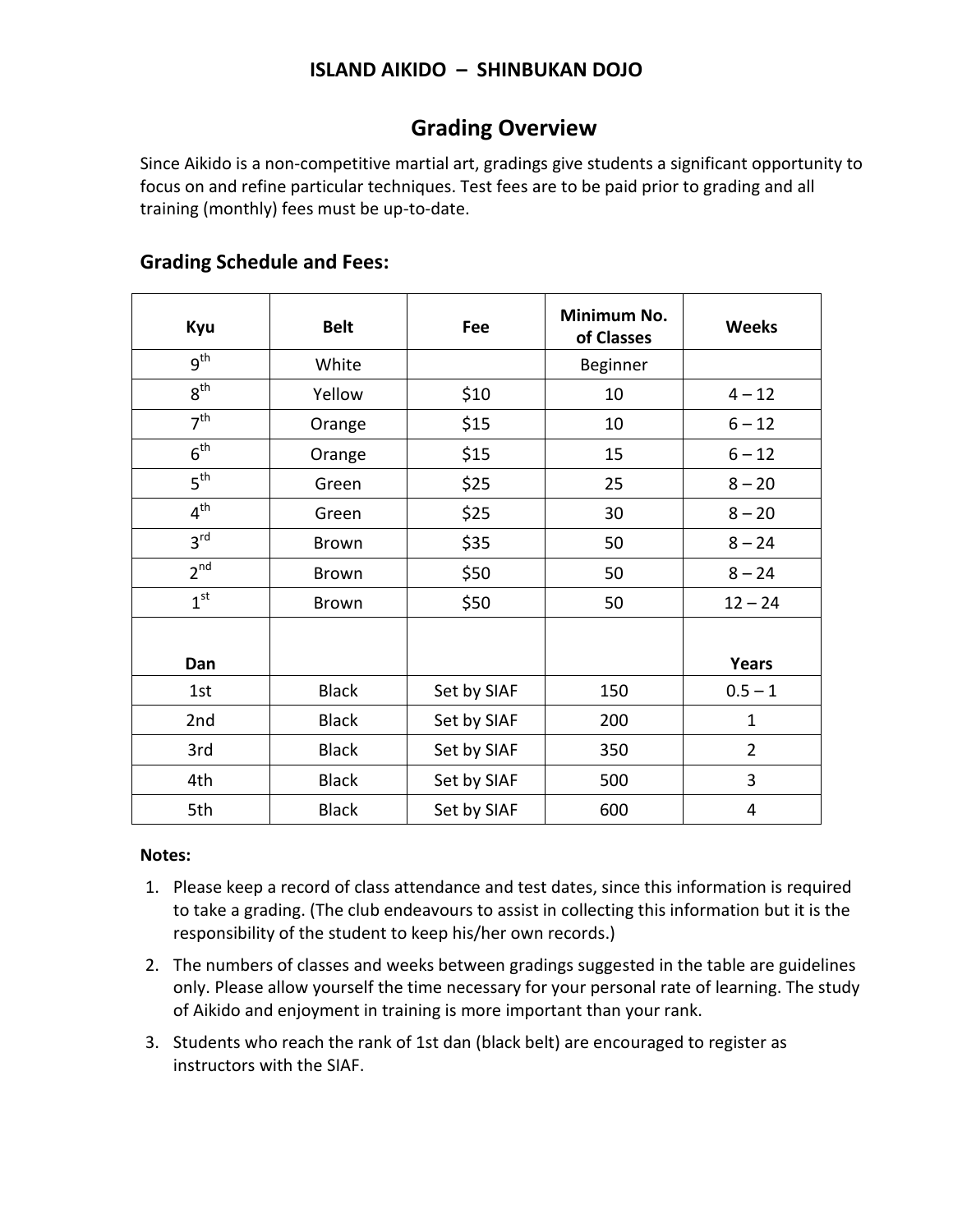# ISLAND AIKIDO – SHINBUKAN DOJO

## Grading Overview

Since Aikido is a non-competitive martial art, gradings give students a significant opportunity to focus on and refine particular techniques. Test fees are to be paid prior to grading and all training (monthly) fees must be up-to-date.

### Grading Schedule and Fees:

| Kyu | Belt | Fee | Minimum No. of Classes | Weeks |
|---|---|---|---|---|
| 9th | White | | Beginner | |
| 8th | Yellow | $10 | 10 | 4 – 12 |
| 7th | Orange | $15 | 10 | 6 – 12 |
| 6th | Orange | $15 | 15 | 6 – 12 |
| 5th | Green | $25 | 25 | 8 – 20 |
| 4th | Green | $25 | 30 | 8 – 20 |
| 3rd | Brown | $35 | 50 | 8 – 24 |
| 2nd | Brown | $50 | 50 | 8 – 24 |
| 1st | Brown | $50 | 50 | 12 – 24 |
| **Dan** | | | | **Years** |
| 1st | Black | Set by SIAF | 150 | 0.5 – 1 |
| 2nd | Black | Set by SIAF | 200 | 1 |
| 3rd | Black | Set by SIAF | 350 | 2 |
| 4th | Black | Set by SIAF | 500 | 3 |
| 5th | Black | Set by SIAF | 600 | 4 |

**Notes:**

1. Please keep a record of class attendance and test dates, since this information is required to take a grading. (The club endeavours to assist in collecting this information but it is the responsibility of the student to keep his/her own records.)
2. The numbers of classes and weeks between gradings suggested in the table are guidelines only. Please allow yourself the time necessary for your personal rate of learning. The study of Aikido and enjoyment in training is more important than your rank.
3. Students who reach the rank of 1st dan (black belt) are encouraged to register as instructors with the SIAF.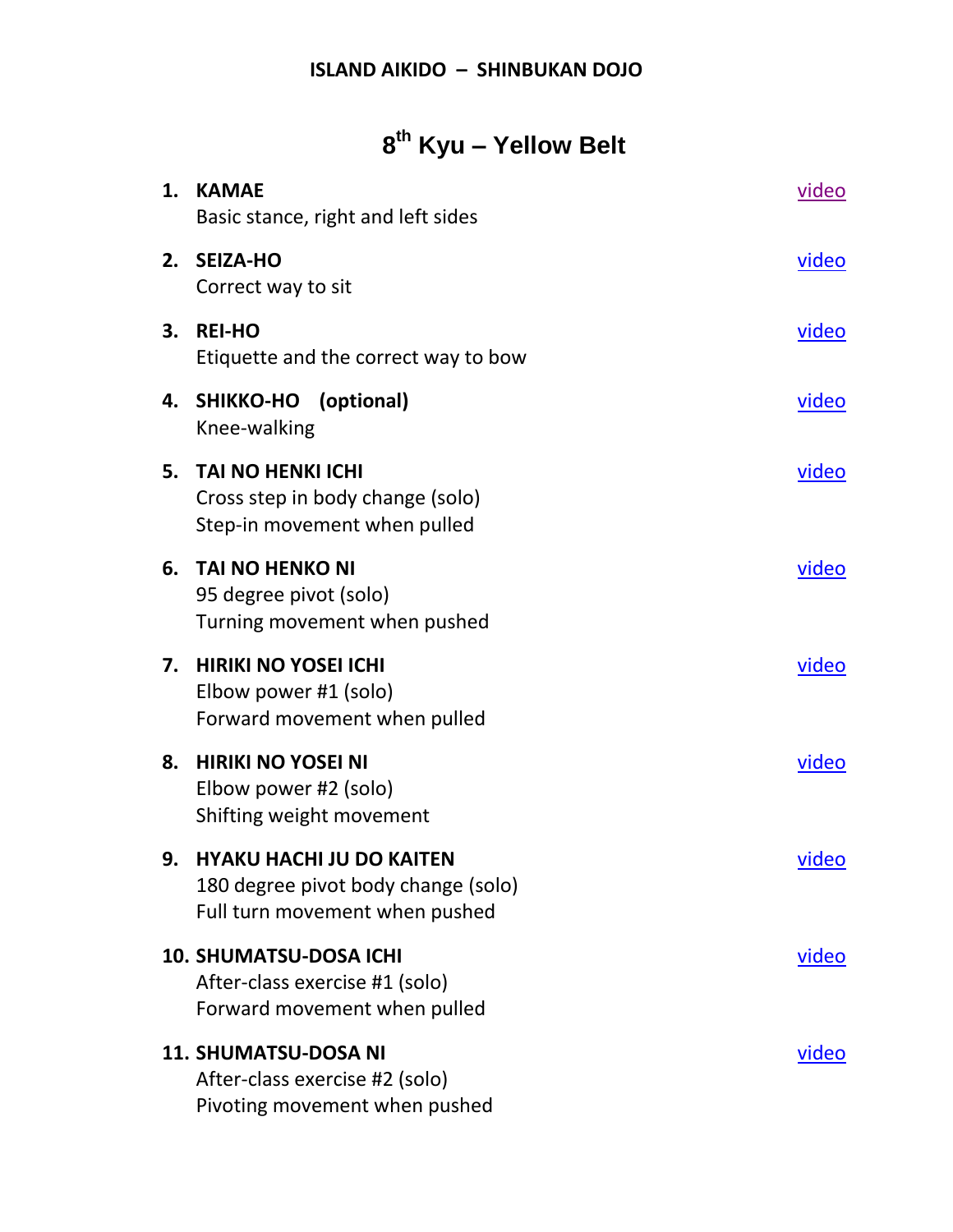**ISLAND AIKIDO – SHINBUKAN DOJO**

# 8th Kyu – Yellow Belt

1. **KAMAE** — video
   Basic stance, right and left sides

2. **SEIZA-HO** — video
   Correct way to sit

3. **REI-HO** — video
   Etiquette and the correct way to bow

4. **SHIKKO-HO (optional)** — video
   Knee-walking

5. **TAI NO HENKI ICHI** — video
   Cross step in body change (solo)
   Step-in movement when pulled

6. **TAI NO HENKO NI** — video
   95 degree pivot (solo)
   Turning movement when pushed

7. **HIRIKI NO YOSEI ICHI** — video
   Elbow power #1 (solo)
   Forward movement when pulled

8. **HIRIKI NO YOSEI NI** — video
   Elbow power #2 (solo)
   Shifting weight movement

9. **HYAKU HACHI JU DO KAITEN** — video
   180 degree pivot body change (solo)
   Full turn movement when pushed

10. **SHUMATSU-DOSA ICHI** — video
    After-class exercise #1 (solo)
    Forward movement when pulled

11. **SHUMATSU-DOSA NI** — video
    After-class exercise #2 (solo)
    Pivoting movement when pushed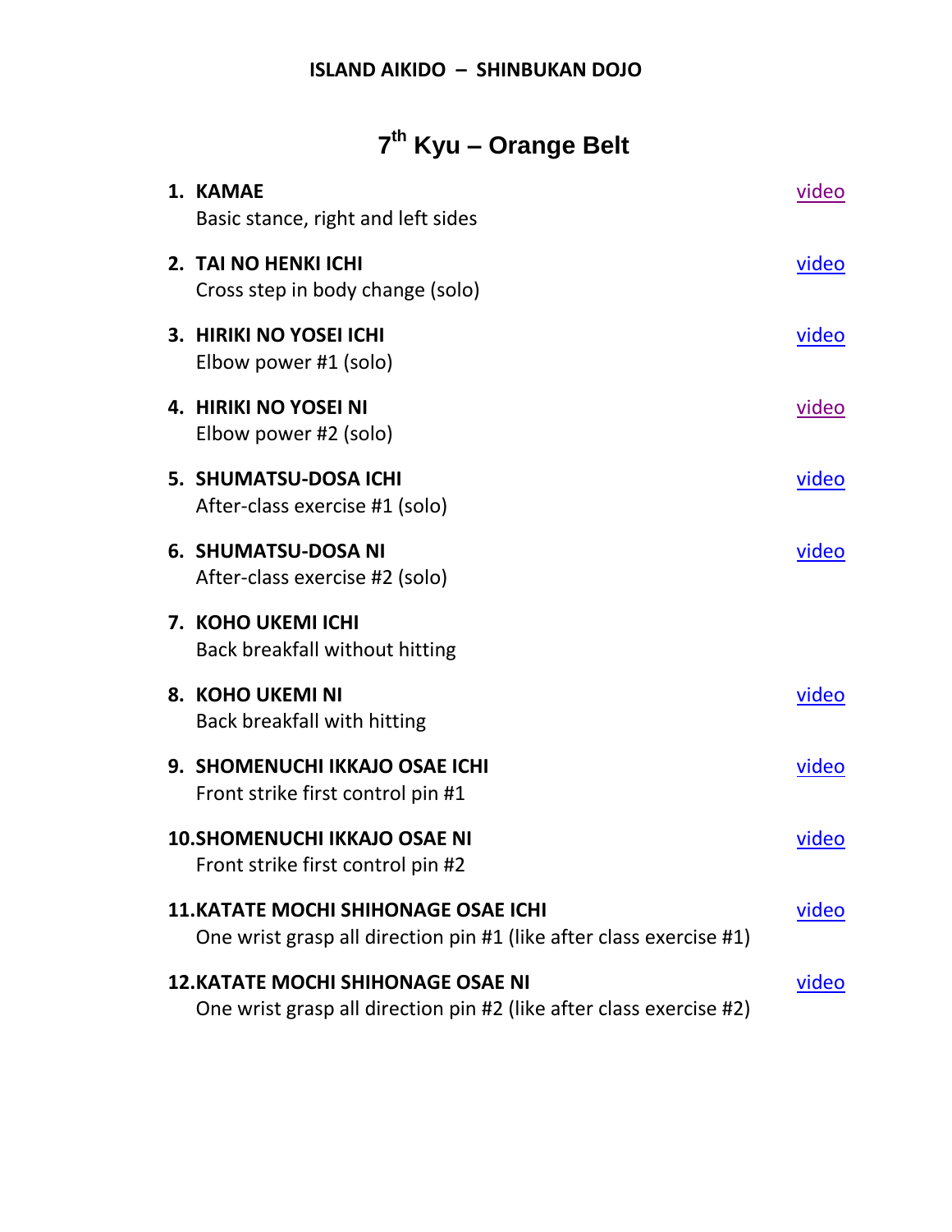**ISLAND AIKIDO – SHINBUKAN DOJO**

# 7th Kyu – Orange Belt

1. **KAMAE** video
   Basic stance, right and left sides

2. **TAI NO HENKI ICHI** video
   Cross step in body change (solo)

3. **HIRIKI NO YOSEI ICHI** video
   Elbow power #1 (solo)

4. **HIRIKI NO YOSEI NI** video
   Elbow power #2 (solo)

5. **SHUMATSU-DOSA ICHI** video
   After-class exercise #1 (solo)

6. **SHUMATSU-DOSA NI** video
   After-class exercise #2 (solo)

7. **KOHO UKEMI ICHI**
   Back breakfall without hitting

8. **KOHO UKEMI NI** video
   Back breakfall with hitting

9. **SHOMENUCHI IKKAJO OSAE ICHI** video
   Front strike first control pin #1

10. **SHOMENUCHI IKKAJO OSAE NI** video
    Front strike first control pin #2

11. **KATATE MOCHI SHIHONAGE OSAE ICHI** video
    One wrist grasp all direction pin #1 (like after class exercise #1)

12. **KATATE MOCHI SHIHONAGE OSAE NI** video
    One wrist grasp all direction pin #2 (like after class exercise #2)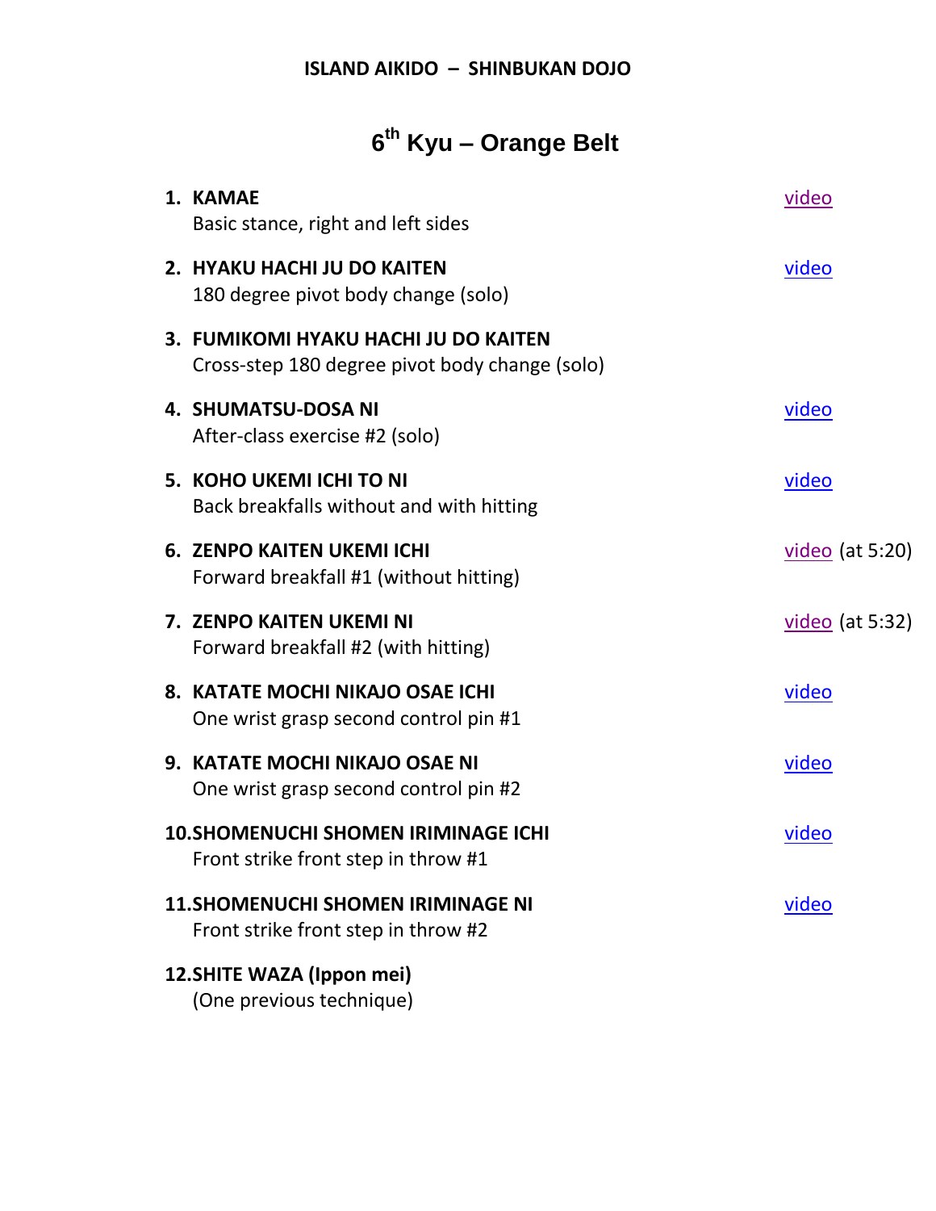**ISLAND AIKIDO – SHINBUKAN DOJO**

# 6th Kyu – Orange Belt

1. **KAMAE** — video
   Basic stance, right and left sides
2. **HYAKU HACHI JU DO KAITEN** — video
   180 degree pivot body change (solo)
3. **FUMIKOMI HYAKU HACHI JU DO KAITEN**
   Cross-step 180 degree pivot body change (solo)
4. **SHUMATSU-DOSA NI** — video
   After-class exercise #2 (solo)
5. **KOHO UKEMI ICHI TO NI** — video
   Back breakfalls without and with hitting
6. **ZENPO KAITEN UKEMI ICHI** — video (at 5:20)
   Forward breakfall #1 (without hitting)
7. **ZENPO KAITEN UKEMI NI** — video (at 5:32)
   Forward breakfall #2 (with hitting)
8. **KATATE MOCHI NIKAJO OSAE ICHI** — video
   One wrist grasp second control pin #1
9. **KATATE MOCHI NIKAJO OSAE NI** — video
   One wrist grasp second control pin #2
10. **SHOMENUCHI SHOMEN IRIMINAGE ICHI** — video
    Front strike front step in throw #1
11. **SHOMENUCHI SHOMEN IRIMINAGE NI** — video
    Front strike front step in throw #2
12. **SHITE WAZA (Ippon mei)**
    (One previous technique)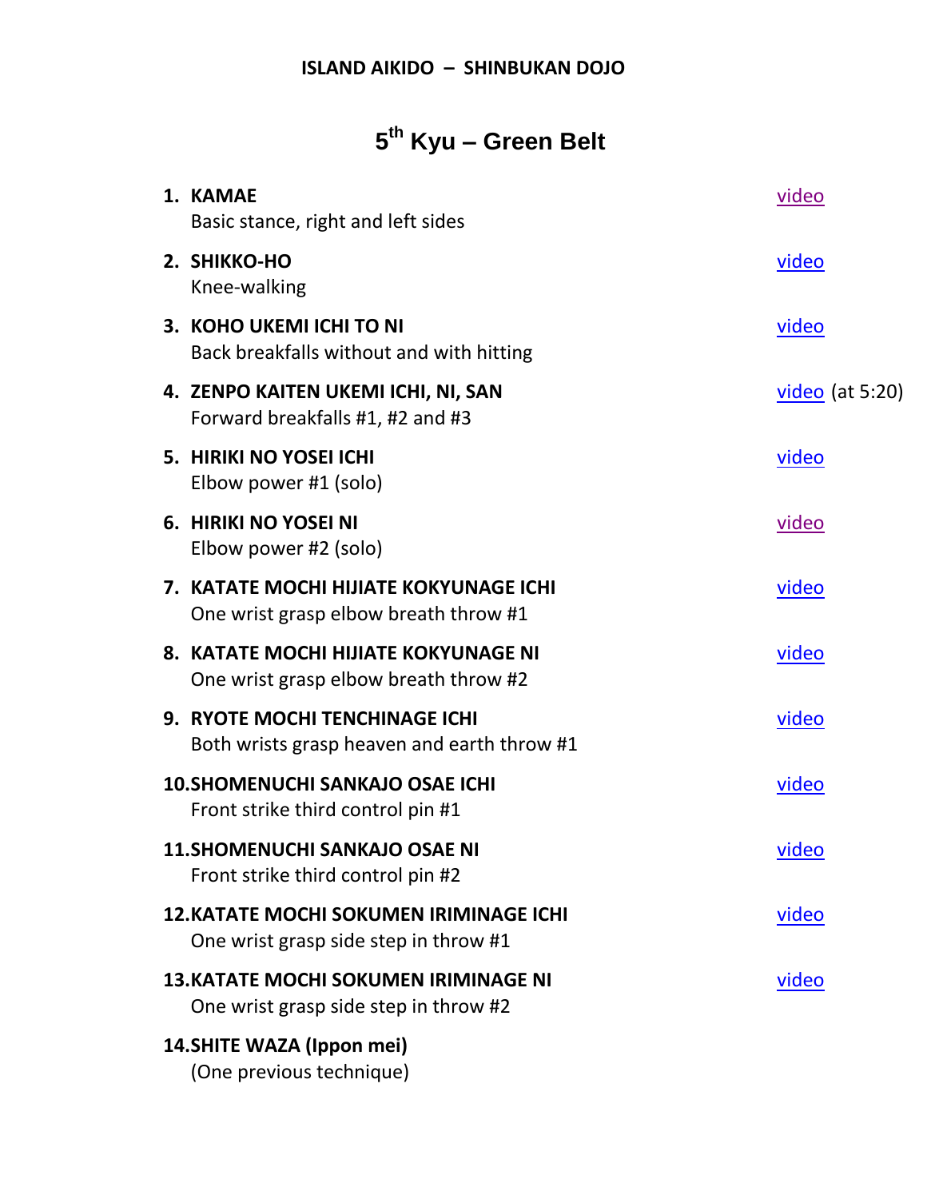**ISLAND AIKIDO – SHINBUKAN DOJO**

# 5th Kyu – Green Belt

1. **KAMAE** — video
   Basic stance, right and left sides
2. **SHIKKO-HO** — video
   Knee-walking
3. **KOHO UKEMI ICHI TO NI** — video
   Back breakfalls without and with hitting
4. **ZENPO KAITEN UKEMI ICHI, NI, SAN** — video (at 5:20)
   Forward breakfalls #1, #2 and #3
5. **HIRIKI NO YOSEI ICHI** — video
   Elbow power #1 (solo)
6. **HIRIKI NO YOSEI NI** — video
   Elbow power #2 (solo)
7. **KATATE MOCHI HIJIATE KOKYUNAGE ICHI** — video
   One wrist grasp elbow breath throw #1
8. **KATATE MOCHI HIJIATE KOKYUNAGE NI** — video
   One wrist grasp elbow breath throw #2
9. **RYOTE MOCHI TENCHINAGE ICHI** — video
   Both wrists grasp heaven and earth throw #1
10. **SHOMENUCHI SANKAJO OSAE ICHI** — video
    Front strike third control pin #1
11. **SHOMENUCHI SANKAJO OSAE NI** — video
    Front strike third control pin #2
12. **KATATE MOCHI SOKUMEN IRIMINAGE ICHI** — video
    One wrist grasp side step in throw #1
13. **KATATE MOCHI SOKUMEN IRIMINAGE NI** — video
    One wrist grasp side step in throw #2
14. **SHITE WAZA (Ippon mei)**
    (One previous technique)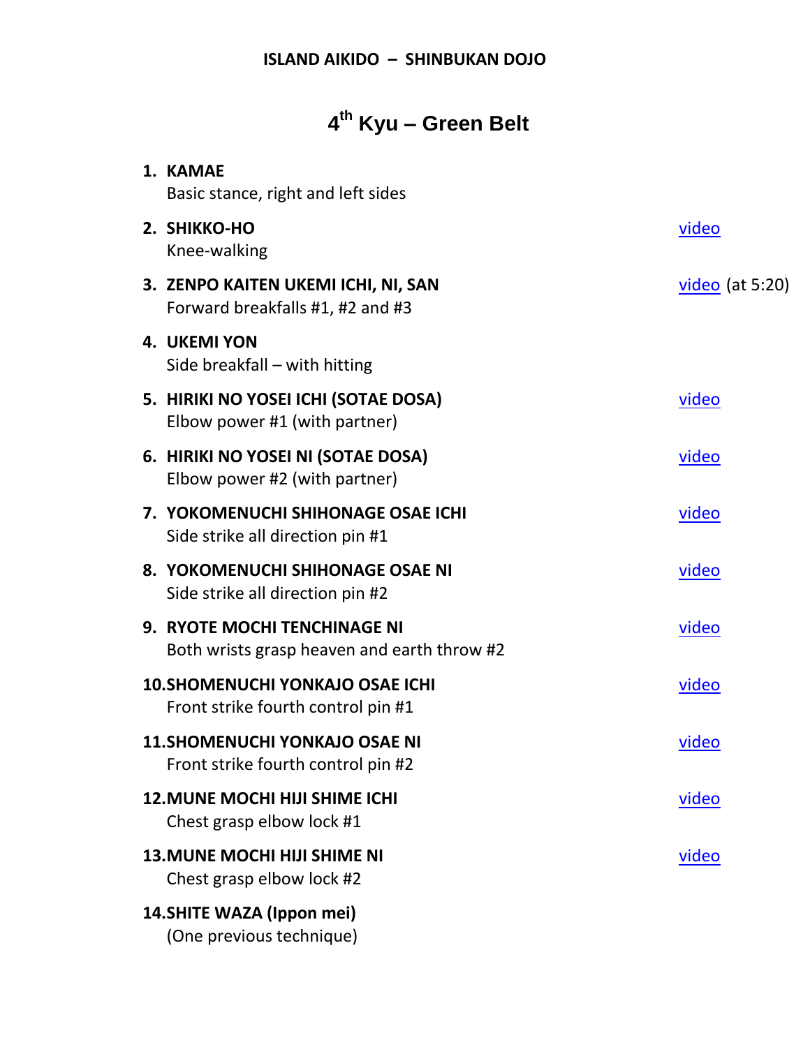**ISLAND AIKIDO – SHINBUKAN DOJO**

# 4th Kyu – Green Belt

1. **KAMAE**
   Basic stance, right and left sides
2. **SHIKKO-HO** — video
   Knee-walking
3. **ZENPO KAITEN UKEMI ICHI, NI, SAN** — video (at 5:20)
   Forward breakfalls #1, #2 and #3
4. **UKEMI YON**
   Side breakfall – with hitting
5. **HIRIKI NO YOSEI ICHI (SOTAE DOSA)** — video
   Elbow power #1 (with partner)
6. **HIRIKI NO YOSEI NI (SOTAE DOSA)** — video
   Elbow power #2 (with partner)
7. **YOKOMENUCHI SHIHONAGE OSAE ICHI** — video
   Side strike all direction pin #1
8. **YOKOMENUCHI SHIHONAGE OSAE NI** — video
   Side strike all direction pin #2
9. **RYOTE MOCHI TENCHINAGE NI** — video
   Both wrists grasp heaven and earth throw #2
10. **SHOMENUCHI YONKAJO OSAE ICHI** — video
    Front strike fourth control pin #1
11. **SHOMENUCHI YONKAJO OSAE NI** — video
    Front strike fourth control pin #2
12. **MUNE MOCHI HIJI SHIME ICHI** — video
    Chest grasp elbow lock #1
13. **MUNE MOCHI HIJI SHIME NI** — video
    Chest grasp elbow lock #2
14. **SHITE WAZA (Ippon mei)**
    (One previous technique)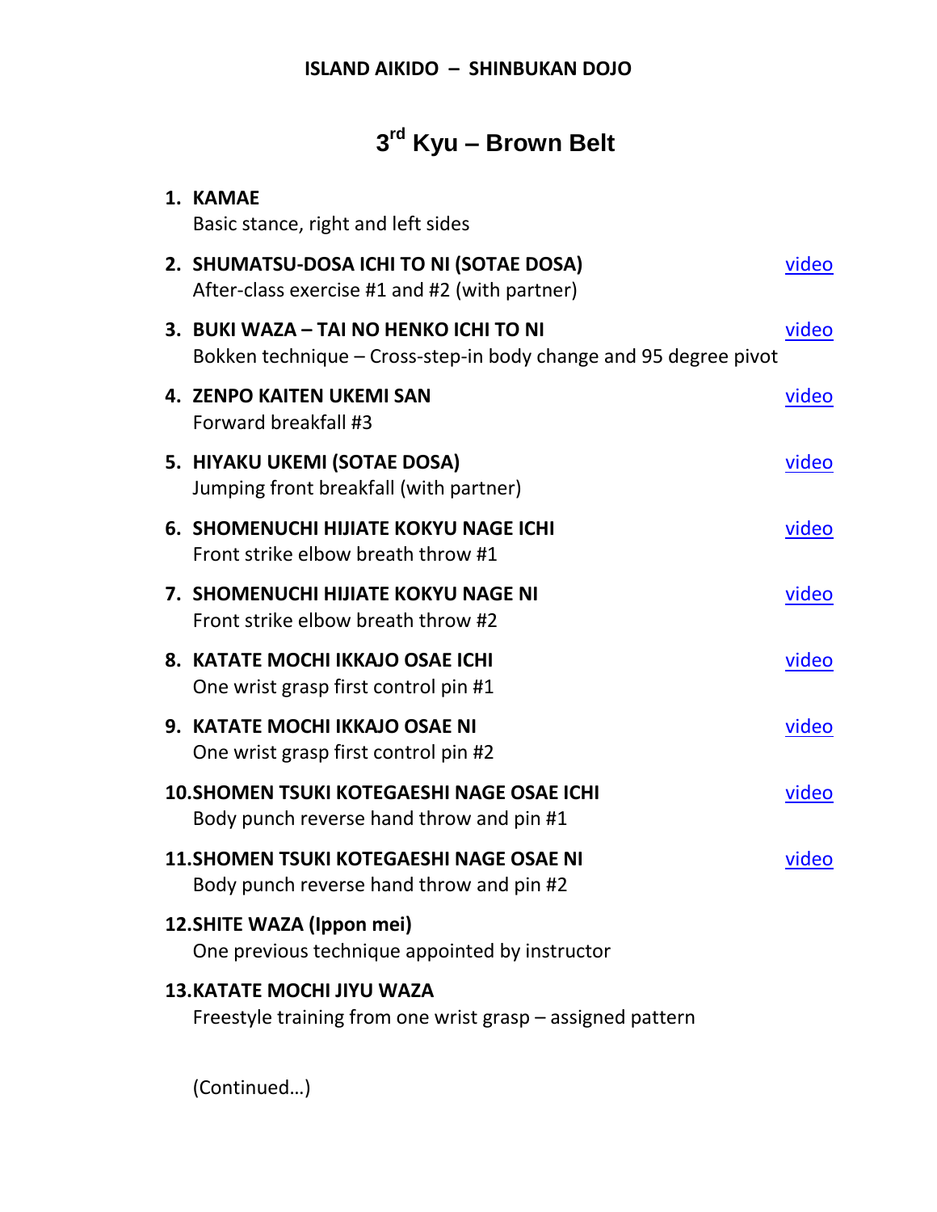**ISLAND AIKIDO – SHINBUKAN DOJO**

# 3rd Kyu – Brown Belt

1. **KAMAE**
   Basic stance, right and left sides

2. **SHUMATSU-DOSA ICHI TO NI (SOTAE DOSA)** video
   After-class exercise #1 and #2 (with partner)

3. **BUKI WAZA – TAI NO HENKO ICHI TO NI** video
   Bokken technique – Cross-step-in body change and 95 degree pivot

4. **ZENPO KAITEN UKEMI SAN** video
   Forward breakfall #3

5. **HIYAKU UKEMI (SOTAE DOSA)** video
   Jumping front breakfall (with partner)

6. **SHOMENUCHI HIJIATE KOKYU NAGE ICHI** video
   Front strike elbow breath throw #1

7. **SHOMENUCHI HIJIATE KOKYU NAGE NI** video
   Front strike elbow breath throw #2

8. **KATATE MOCHI IKKAJO OSAE ICHI** video
   One wrist grasp first control pin #1

9. **KATATE MOCHI IKKAJO OSAE NI** video
   One wrist grasp first control pin #2

10. **SHOMEN TSUKI KOTEGAESHI NAGE OSAE ICHI** video
    Body punch reverse hand throw and pin #1

11. **SHOMEN TSUKI KOTEGAESHI NAGE OSAE NI** video
    Body punch reverse hand throw and pin #2

12. **SHITE WAZA (Ippon mei)**
    One previous technique appointed by instructor

13. **KATATE MOCHI JIYU WAZA**
    Freestyle training from one wrist grasp – assigned pattern

(Continued…)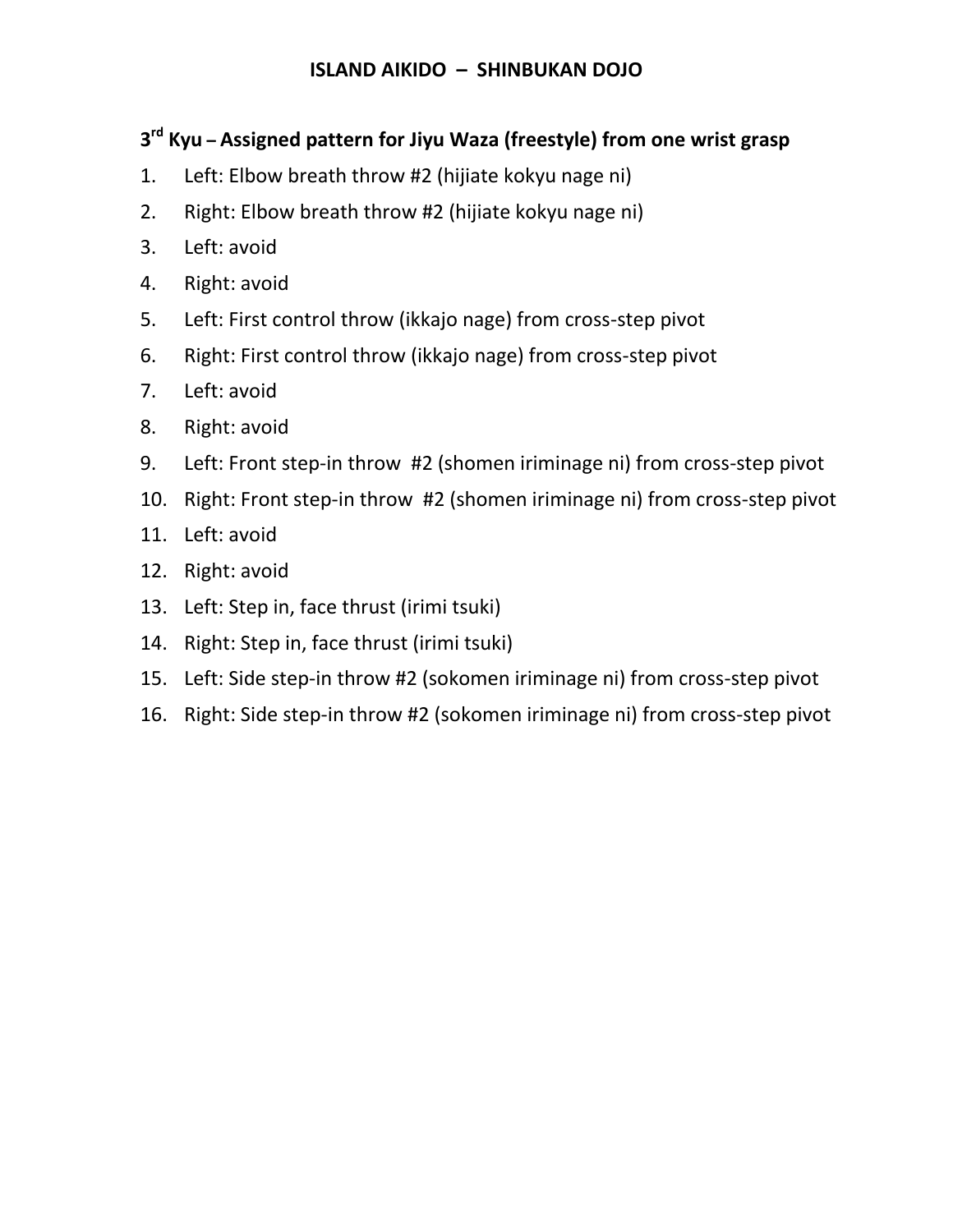# ISLAND AIKIDO – SHINBUKAN DOJO

## 3rd Kyu – Assigned pattern for Jiyu Waza (freestyle) from one wrist grasp

1. Left: Elbow breath throw #2 (hijiate kokyu nage ni)
2. Right: Elbow breath throw #2 (hijiate kokyu nage ni)
3. Left: avoid
4. Right: avoid
5. Left: First control throw (ikkajo nage) from cross-step pivot
6. Right: First control throw (ikkajo nage) from cross-step pivot
7. Left: avoid
8. Right: avoid
9. Left: Front step-in throw #2 (shomen iriminage ni) from cross-step pivot
10. Right: Front step-in throw #2 (shomen iriminage ni) from cross-step pivot
11. Left: avoid
12. Right: avoid
13. Left: Step in, face thrust (irimi tsuki)
14. Right: Step in, face thrust (irimi tsuki)
15. Left: Side step-in throw #2 (sokomen iriminage ni) from cross-step pivot
16. Right: Side step-in throw #2 (sokomen iriminage ni) from cross-step pivot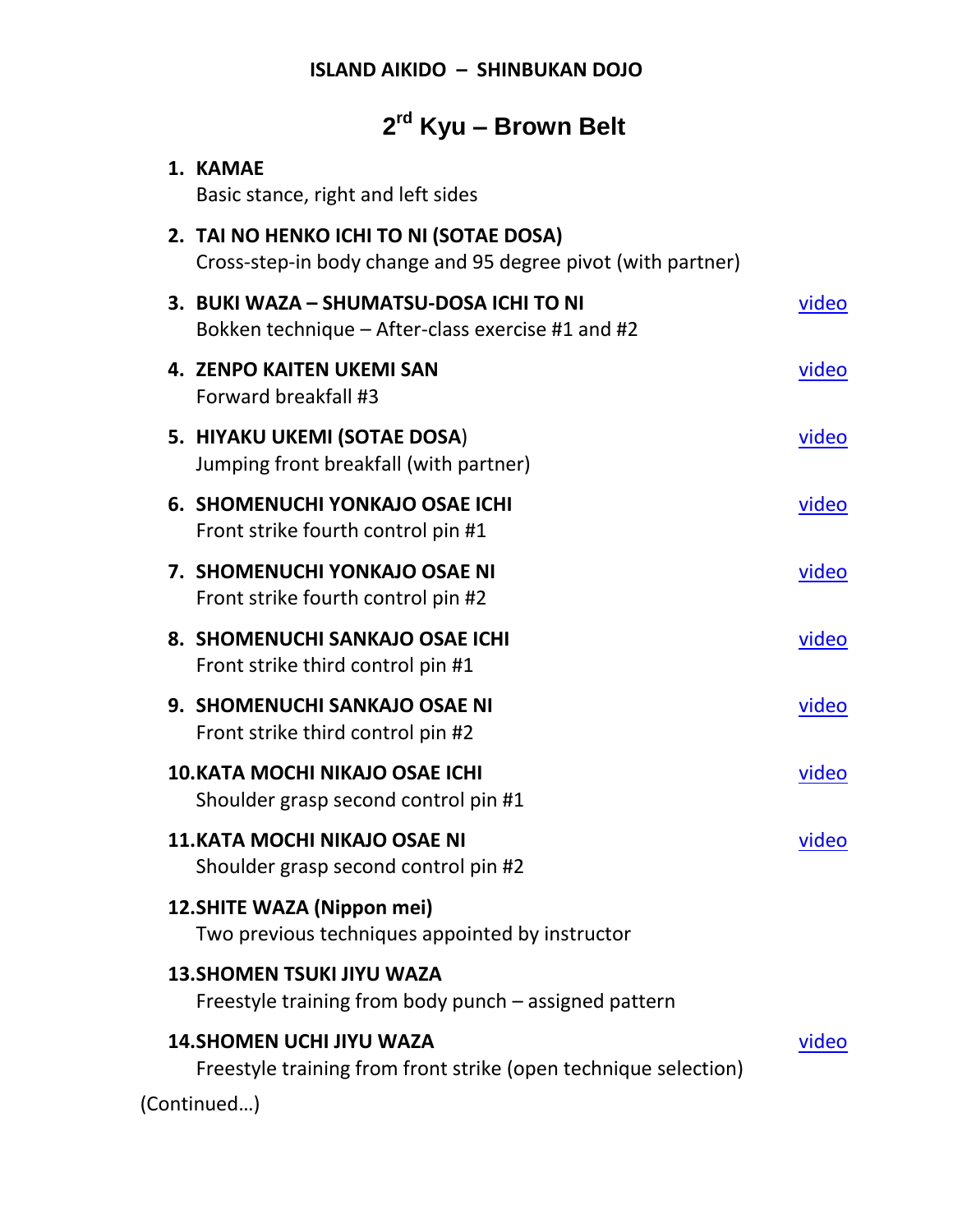**ISLAND AIKIDO – SHINBUKAN DOJO**

# 2nd Kyu – Brown Belt

1. **KAMAE**
   Basic stance, right and left sides
2. **TAI NO HENKO ICHI TO NI (SOTAE DOSA)**
   Cross-step-in body change and 95 degree pivot (with partner)
3. **BUKI WAZA – SHUMATSU-DOSA ICHI TO NI** video
   Bokken technique – After-class exercise #1 and #2
4. **ZENPO KAITEN UKEMI SAN** video
   Forward breakfall #3
5. **HIYAKU UKEMI (SOTAE DOSA)** video
   Jumping front breakfall (with partner)
6. **SHOMENUCHI YONKAJO OSAE ICHI** video
   Front strike fourth control pin #1
7. **SHOMENUCHI YONKAJO OSAE NI** video
   Front strike fourth control pin #2
8. **SHOMENUCHI SANKAJO OSAE ICHI** video
   Front strike third control pin #1
9. **SHOMENUCHI SANKAJO OSAE NI** video
   Front strike third control pin #2
10. **KATA MOCHI NIKAJO OSAE ICHI** video
    Shoulder grasp second control pin #1
11. **KATA MOCHI NIKAJO OSAE NI** video
    Shoulder grasp second control pin #2
12. **SHITE WAZA (Nippon mei)**
    Two previous techniques appointed by instructor
13. **SHOMEN TSUKI JIYU WAZA**
    Freestyle training from body punch – assigned pattern
14. **SHOMEN UCHI JIYU WAZA** video
    Freestyle training from front strike (open technique selection)

(Continued…)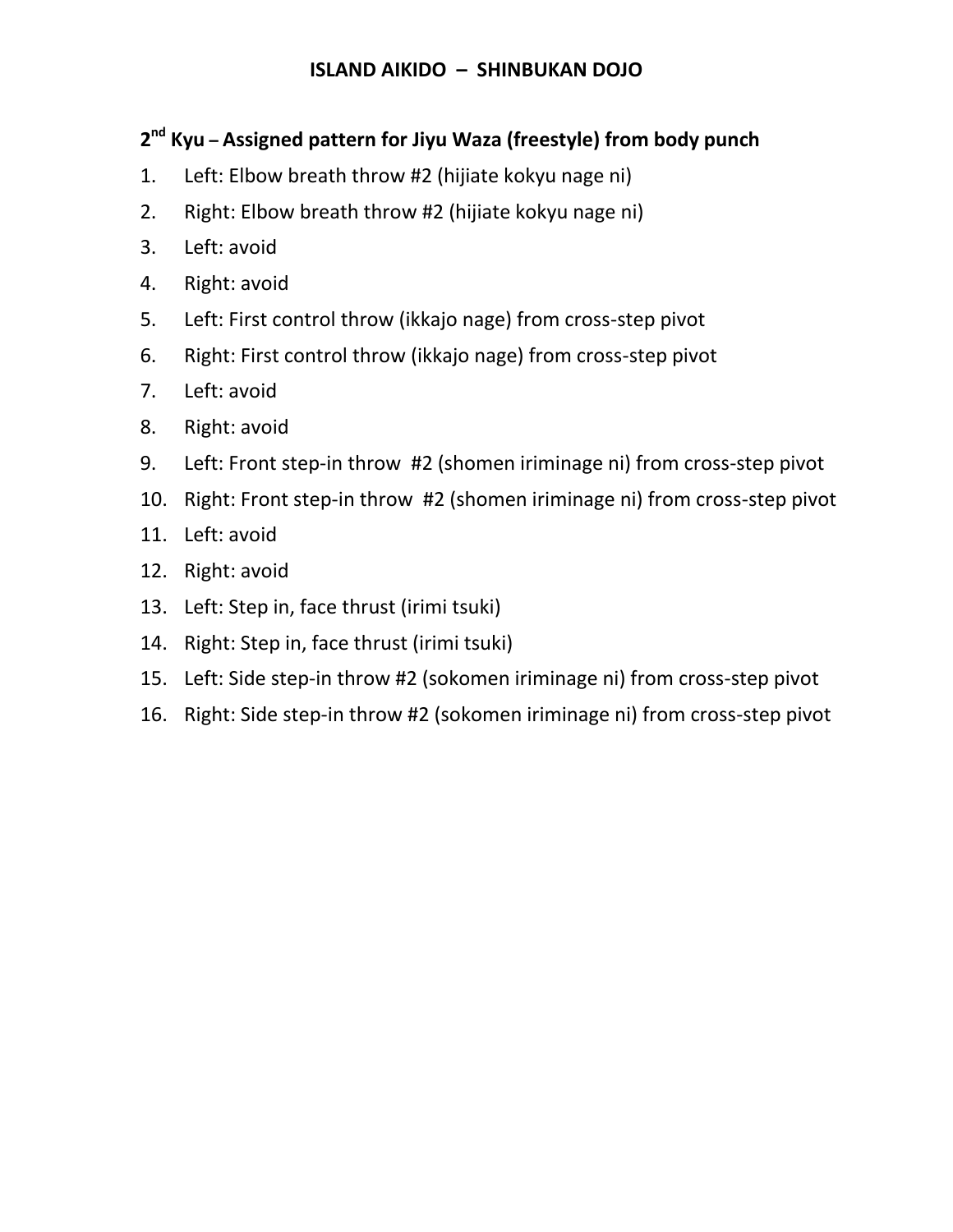# ISLAND AIKIDO – SHINBUKAN DOJO

## 2nd Kyu – Assigned pattern for Jiyu Waza (freestyle) from body punch

1. Left: Elbow breath throw #2 (hijiate kokyu nage ni)
2. Right: Elbow breath throw #2 (hijiate kokyu nage ni)
3. Left: avoid
4. Right: avoid
5. Left: First control throw (ikkajo nage) from cross-step pivot
6. Right: First control throw (ikkajo nage) from cross-step pivot
7. Left: avoid
8. Right: avoid
9. Left: Front step-in throw #2 (shomen iriminage ni) from cross-step pivot
10. Right: Front step-in throw #2 (shomen iriminage ni) from cross-step pivot
11. Left: avoid
12. Right: avoid
13. Left: Step in, face thrust (irimi tsuki)
14. Right: Step in, face thrust (irimi tsuki)
15. Left: Side step-in throw #2 (sokomen iriminage ni) from cross-step pivot
16. Right: Side step-in throw #2 (sokomen iriminage ni) from cross-step pivot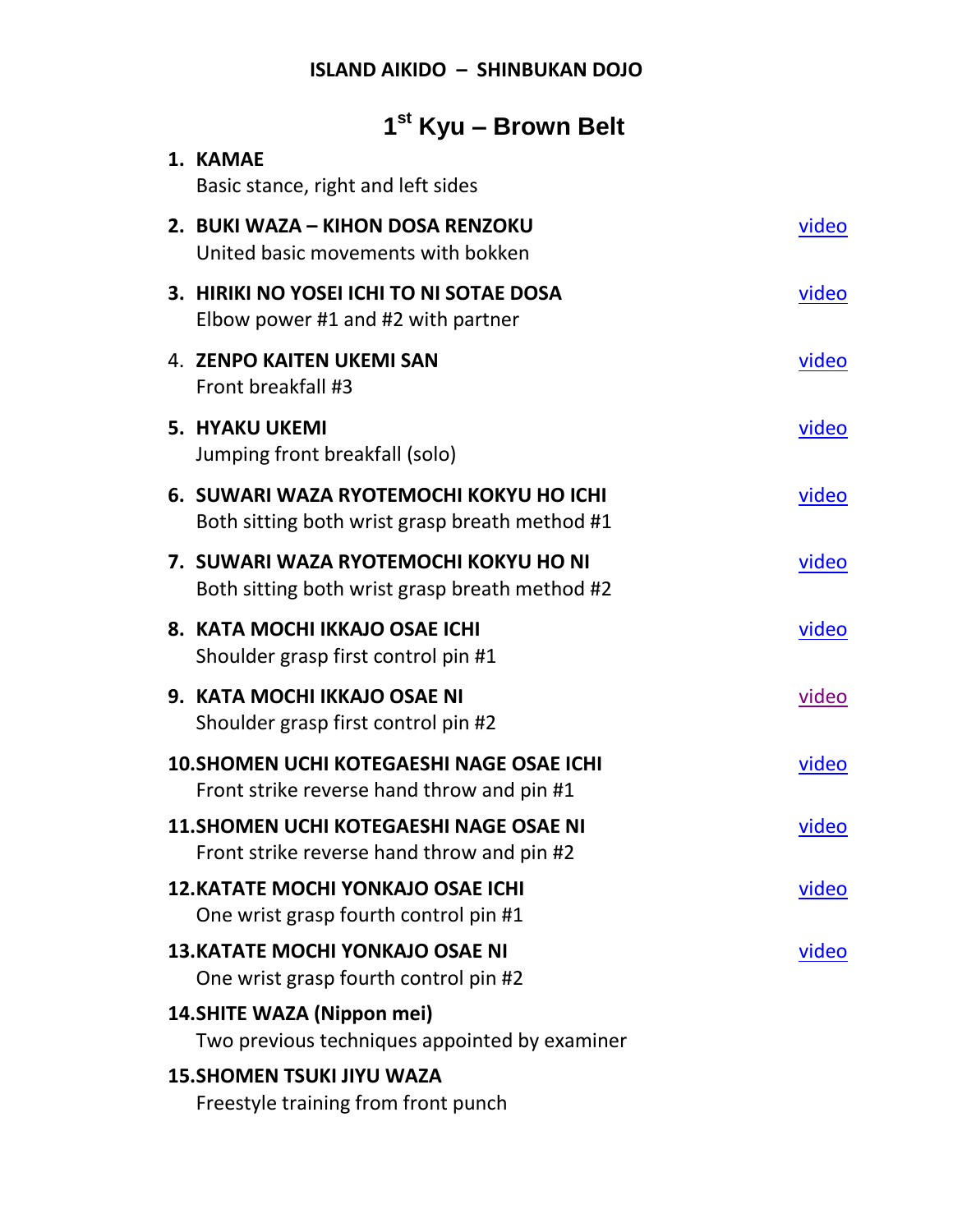**ISLAND AIKIDO – SHINBUKAN DOJO**

# 1st Kyu – Brown Belt

1. **KAMAE**
   Basic stance, right and left sides

2. **BUKI WAZA – KIHON DOSA RENZOKU** video
   United basic movements with bokken

3. **HIRIKI NO YOSEI ICHI TO NI SOTAE DOSA** video
   Elbow power #1 and #2 with partner

4. **ZENPO KAITEN UKEMI SAN** video
   Front breakfall #3

5. **HYAKU UKEMI** video
   Jumping front breakfall (solo)

6. **SUWARI WAZA RYOTEMOCHI KOKYU HO ICHI** video
   Both sitting both wrist grasp breath method #1

7. **SUWARI WAZA RYOTEMOCHI KOKYU HO NI** video
   Both sitting both wrist grasp breath method #2

8. **KATA MOCHI IKKAJO OSAE ICHI** video
   Shoulder grasp first control pin #1

9. **KATA MOCHI IKKAJO OSAE NI** video
   Shoulder grasp first control pin #2

10. **SHOMEN UCHI KOTEGAESHI NAGE OSAE ICHI** video
    Front strike reverse hand throw and pin #1

11. **SHOMEN UCHI KOTEGAESHI NAGE OSAE NI** video
    Front strike reverse hand throw and pin #2

12. **KATATE MOCHI YONKAJO OSAE ICHI** video
    One wrist grasp fourth control pin #1

13. **KATATE MOCHI YONKAJO OSAE NI** video
    One wrist grasp fourth control pin #2

14. **SHITE WAZA (Nippon mei)**
    Two previous techniques appointed by examiner

15. **SHOMEN TSUKI JIYU WAZA**
    Freestyle training from front punch